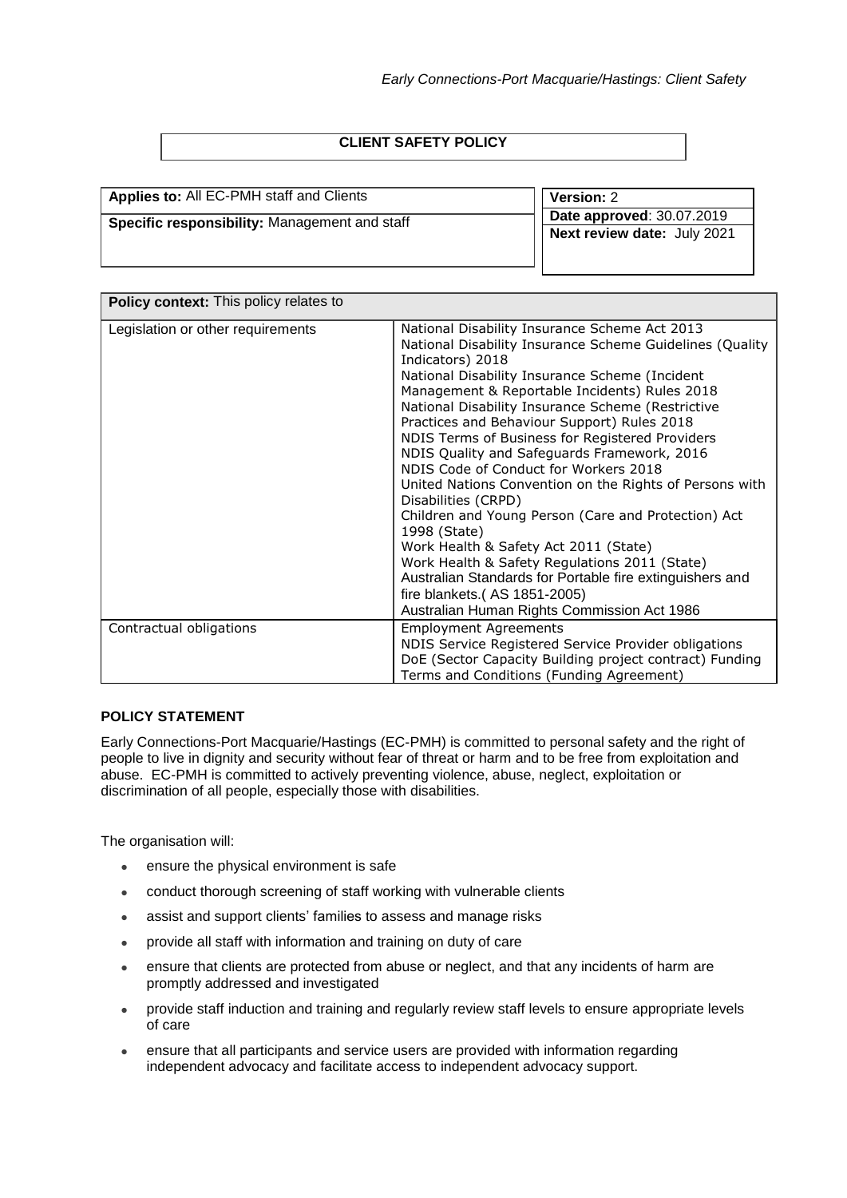# CLIENT SAFETY POLICY

| **Applies to:** All EC-PMH staff and Clients | **Version:** 2 |
|---|---|
| **Specific responsibility:** Management and staff | **Date approved**: 30.07.2019<br>**Next review date:** July 2021 |

| **Policy context:** This policy relates to | |
|---|---|
| Legislation or other requirements | National Disability Insurance Scheme Act 2013<br>National Disability Insurance Scheme Guidelines (Quality Indicators) 2018<br>National Disability Insurance Scheme (Incident Management & Reportable Incidents) Rules 2018<br>National Disability Insurance Scheme (Restrictive Practices and Behaviour Support) Rules 2018<br>NDIS Terms of Business for Registered Providers<br>NDIS Quality and Safeguards Framework, 2016<br>NDIS Code of Conduct for Workers 2018<br>United Nations Convention on the Rights of Persons with Disabilities (CRPD)<br>Children and Young Person (Care and Protection) Act 1998 (State)<br>Work Health & Safety Act 2011 (State)<br>Work Health & Safety Regulations 2011 (State)<br>Australian Standards for Portable fire extinguishers and fire blankets.( AS 1851-2005)<br>Australian Human Rights Commission Act 1986 |
| Contractual obligations | Employment Agreements<br>NDIS Service Registered Service Provider obligations<br>DoE (Sector Capacity Building project contract) Funding Terms and Conditions (Funding Agreement) |

## POLICY STATEMENT

Early Connections-Port Macquarie/Hastings (EC-PMH) is committed to personal safety and the right of people to live in dignity and security without fear of threat or harm and to be free from exploitation and abuse. EC-PMH is committed to actively preventing violence, abuse, neglect, exploitation or discrimination of all people, especially those with disabilities.

The organisation will:

- ensure the physical environment is safe
- conduct thorough screening of staff working with vulnerable clients
- assist and support clients' families to assess and manage risks
- provide all staff with information and training on duty of care
- ensure that clients are protected from abuse or neglect, and that any incidents of harm are promptly addressed and investigated
- provide staff induction and training and regularly review staff levels to ensure appropriate levels of care
- ensure that all participants and service users are provided with information regarding independent advocacy and facilitate access to independent advocacy support.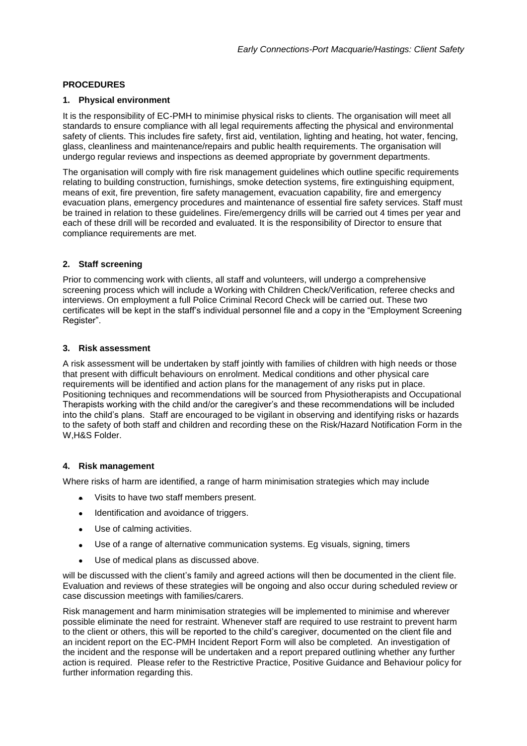**PROCEDURES**

**1. Physical environment**

It is the responsibility of EC-PMH to minimise physical risks to clients. The organisation will meet all standards to ensure compliance with all legal requirements affecting the physical and environmental safety of clients. This includes fire safety, first aid, ventilation, lighting and heating, hot water, fencing, glass, cleanliness and maintenance/repairs and public health requirements. The organisation will undergo regular reviews and inspections as deemed appropriate by government departments.

The organisation will comply with fire risk management guidelines which outline specific requirements relating to building construction, furnishings, smoke detection systems, fire extinguishing equipment, means of exit, fire prevention, fire safety management, evacuation capability, fire and emergency evacuation plans, emergency procedures and maintenance of essential fire safety services. Staff must be trained in relation to these guidelines. Fire/emergency drills will be carried out 4 times per year and each of these drill will be recorded and evaluated. It is the responsibility of Director to ensure that compliance requirements are met.

**2. Staff screening**

Prior to commencing work with clients, all staff and volunteers, will undergo a comprehensive screening process which will include a Working with Children Check/Verification, referee checks and interviews. On employment a full Police Criminal Record Check will be carried out. These two certificates will be kept in the staff's individual personnel file and a copy in the "Employment Screening Register".

**3. Risk assessment**

A risk assessment will be undertaken by staff jointly with families of children with high needs or those that present with difficult behaviours on enrolment. Medical conditions and other physical care requirements will be identified and action plans for the management of any risks put in place. Positioning techniques and recommendations will be sourced from Physiotherapists and Occupational Therapists working with the child and/or the caregiver's and these recommendations will be included into the child's plans. Staff are encouraged to be vigilant in observing and identifying risks or hazards to the safety of both staff and children and recording these on the Risk/Hazard Notification Form in the W,H&S Folder.

**4. Risk management**

Where risks of harm are identified, a range of harm minimisation strategies which may include

- Visits to have two staff members present.
- Identification and avoidance of triggers.
- Use of calming activities.
- Use of a range of alternative communication systems. Eg visuals, signing, timers
- Use of medical plans as discussed above.

will be discussed with the client's family and agreed actions will then be documented in the client file. Evaluation and reviews of these strategies will be ongoing and also occur during scheduled review or case discussion meetings with families/carers.

Risk management and harm minimisation strategies will be implemented to minimise and wherever possible eliminate the need for restraint. Whenever staff are required to use restraint to prevent harm to the client or others, this will be reported to the child's caregiver, documented on the client file and an incident report on the EC-PMH Incident Report Form will also be completed. An investigation of the incident and the response will be undertaken and a report prepared outlining whether any further action is required. Please refer to the Restrictive Practice, Positive Guidance and Behaviour policy for further information regarding this.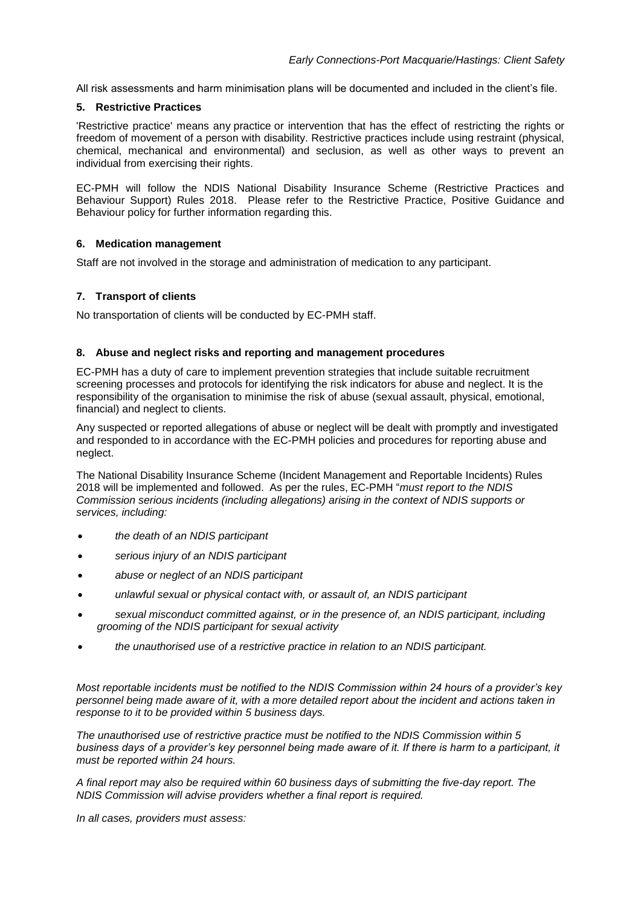All risk assessments and harm minimisation plans will be documented and included in the client's file.

## 5. Restrictive Practices

'Restrictive practice' means any practice or intervention that has the effect of restricting the rights or freedom of movement of a person with disability. Restrictive practices include using restraint (physical, chemical, mechanical and environmental) and seclusion, as well as other ways to prevent an individual from exercising their rights.

EC-PMH will follow the NDIS National Disability Insurance Scheme (Restrictive Practices and Behaviour Support) Rules 2018. Please refer to the Restrictive Practice, Positive Guidance and Behaviour policy for further information regarding this.

## 6. Medication management

Staff are not involved in the storage and administration of medication to any participant.

## 7. Transport of clients

No transportation of clients will be conducted by EC-PMH staff.

## 8. Abuse and neglect risks and reporting and management procedures

EC-PMH has a duty of care to implement prevention strategies that include suitable recruitment screening processes and protocols for identifying the risk indicators for abuse and neglect. It is the responsibility of the organisation to minimise the risk of abuse (sexual assault, physical, emotional, financial) and neglect to clients.

Any suspected or reported allegations of abuse or neglect will be dealt with promptly and investigated and responded to in accordance with the EC-PMH policies and procedures for reporting abuse and neglect.

The National Disability Insurance Scheme (Incident Management and Reportable Incidents) Rules 2018 will be implemented and followed. As per the rules, EC-PMH "*must report to the NDIS Commission serious incidents (including allegations) arising in the context of NDIS supports or services, including:*

- *the death of an NDIS participant*
- *serious injury of an NDIS participant*
- *abuse or neglect of an NDIS participant*
- *unlawful sexual or physical contact with, or assault of, an NDIS participant*
- *sexual misconduct committed against, or in the presence of, an NDIS participant, including grooming of the NDIS participant for sexual activity*
- *the unauthorised use of a restrictive practice in relation to an NDIS participant.*

*Most reportable incidents must be notified to the NDIS Commission within 24 hours of a provider's key personnel being made aware of it, with a more detailed report about the incident and actions taken in response to it to be provided within 5 business days.*

*The unauthorised use of restrictive practice must be notified to the NDIS Commission within 5 business days of a provider's key personnel being made aware of it. If there is harm to a participant, it must be reported within 24 hours.*

*A final report may also be required within 60 business days of submitting the five-day report. The NDIS Commission will advise providers whether a final report is required.*

*In all cases, providers must assess:*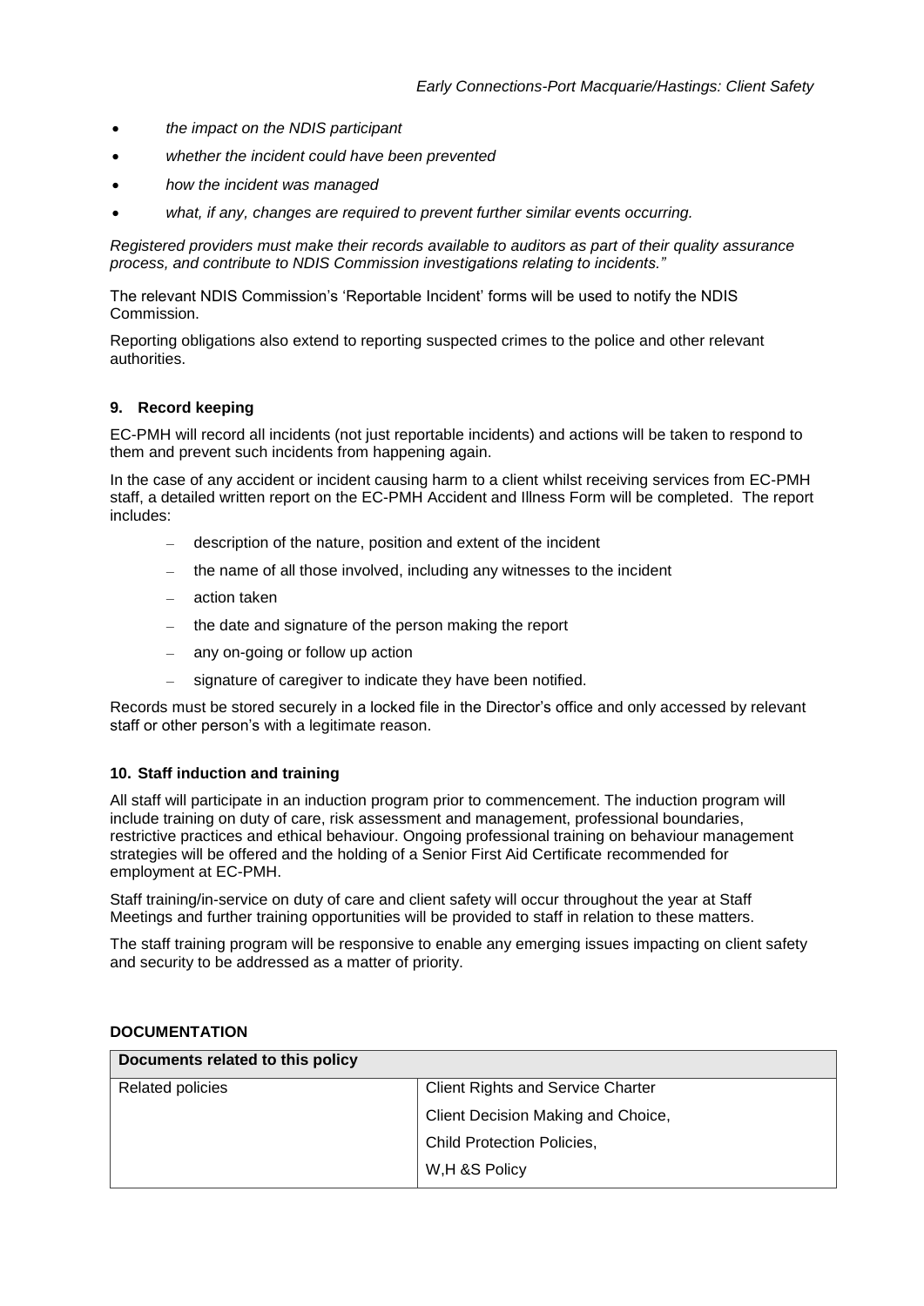- *the impact on the NDIS participant*
- *whether the incident could have been prevented*
- *how the incident was managed*
- *what, if any, changes are required to prevent further similar events occurring.*

*Registered providers must make their records available to auditors as part of their quality assurance process, and contribute to NDIS Commission investigations relating to incidents."*

The relevant NDIS Commission's 'Reportable Incident' forms will be used to notify the NDIS Commission.

Reporting obligations also extend to reporting suspected crimes to the police and other relevant authorities.

### 9. Record keeping

EC-PMH will record all incidents (not just reportable incidents) and actions will be taken to respond to them and prevent such incidents from happening again.

In the case of any accident or incident causing harm to a client whilst receiving services from EC-PMH staff, a detailed written report on the EC-PMH Accident and Illness Form will be completed. The report includes:

- description of the nature, position and extent of the incident
- the name of all those involved, including any witnesses to the incident
- action taken
- the date and signature of the person making the report
- any on-going or follow up action
- signature of caregiver to indicate they have been notified.

Records must be stored securely in a locked file in the Director's office and only accessed by relevant staff or other person's with a legitimate reason.

### 10. Staff induction and training

All staff will participate in an induction program prior to commencement. The induction program will include training on duty of care, risk assessment and management, professional boundaries, restrictive practices and ethical behaviour. Ongoing professional training on behaviour management strategies will be offered and the holding of a Senior First Aid Certificate recommended for employment at EC-PMH.

Staff training/in-service on duty of care and client safety will occur throughout the year at Staff Meetings and further training opportunities will be provided to staff in relation to these matters.

The staff training program will be responsive to enable any emerging issues impacting on client safety and security to be addressed as a matter of priority.

## DOCUMENTATION

| Documents related to this policy | |
|---|---|
| Related policies | Client Rights and Service Charter<br>Client Decision Making and Choice,<br>Child Protection Policies,<br>W,H &S Policy |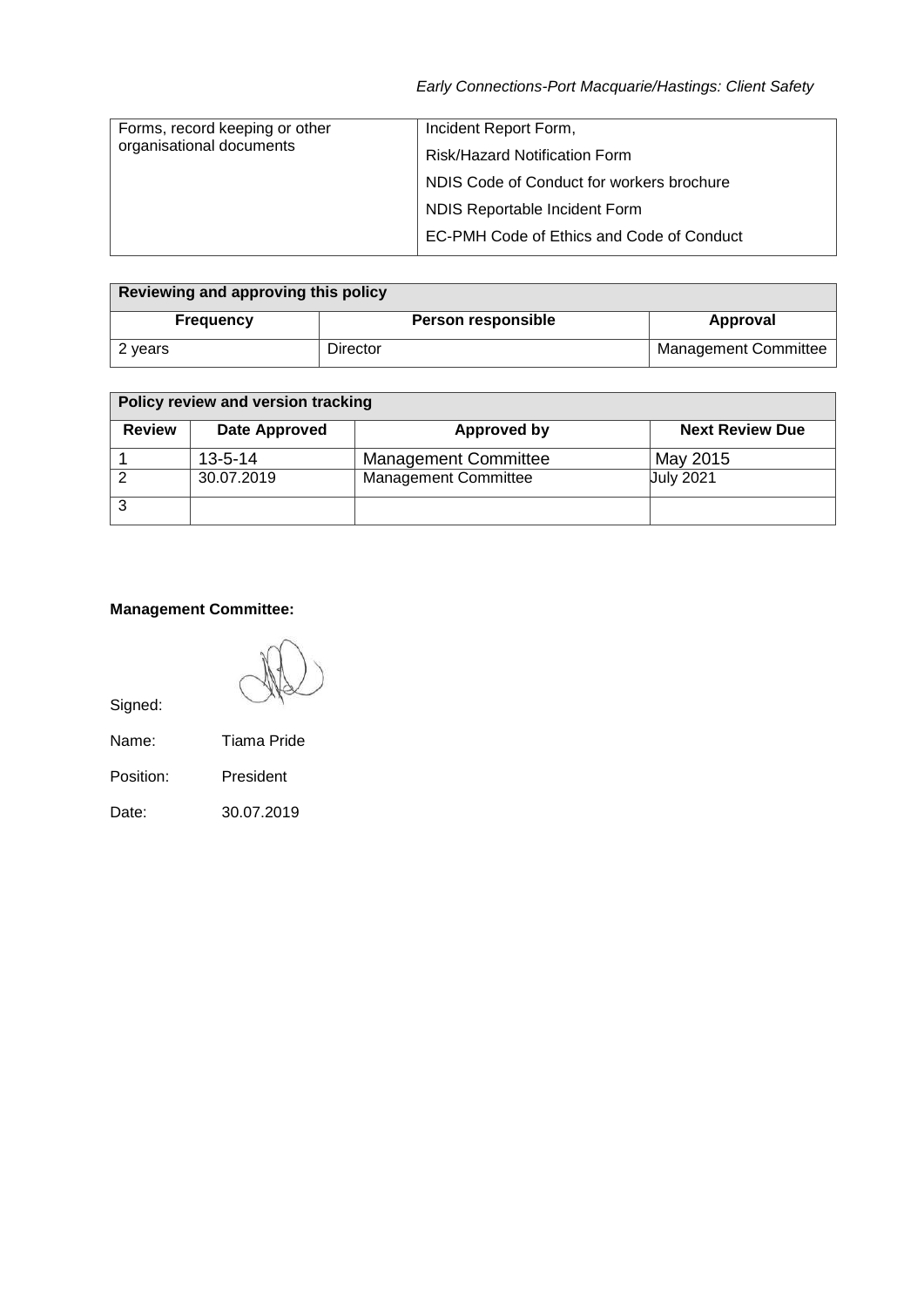| | |
|---|---|
| Forms, record keeping or other organisational documents | Incident Report Form,<br>Risk/Hazard Notification Form<br>NDIS Code of Conduct for workers brochure<br>NDIS Reportable Incident Form<br>EC-PMH Code of Ethics and Code of Conduct |

| Reviewing and approving this policy | | |
|---|---|---|
| **Frequency** | **Person responsible** | **Approval** |
| 2 years | Director | Management Committee |

| Policy review and version tracking | | | |
|---|---|---|---|
| **Review** | **Date Approved** | **Approved by** | **Next Review Due** |
| 1 | 13-5-14 | Management Committee | May 2015 |
| 2 | 30.07.2019 | Management Committee | July 2021 |
| 3 | | | |

**Management Committee:**

Signed:

Name: Tiama Pride

Position: President

Date: 30.07.2019